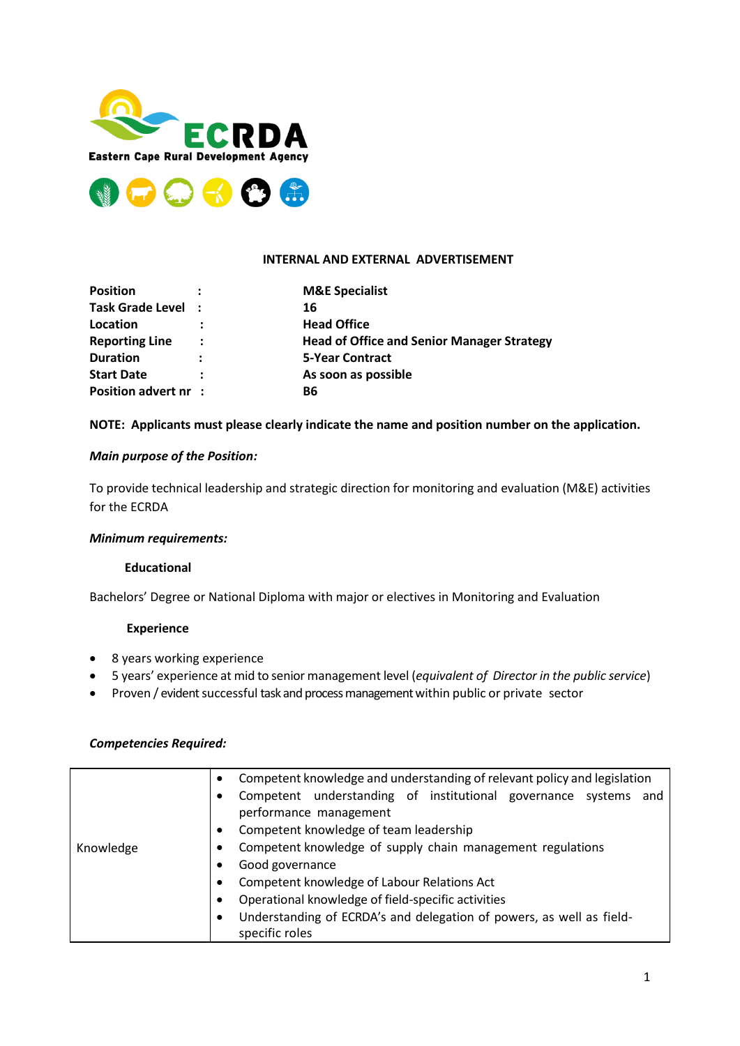ECRDA

Eastern Cape Rural Development Agency

**INTERNAL AND EXTERNAL ADVERTISEMENT**

| | | |
|---|---|---|
| **Position** | **:** | **M&E Specialist** |
| **Task Grade Level** | **:** | **16** |
| **Location** | **:** | **Head Office** |
| **Reporting Line** | **:** | **Head of Office and Senior Manager Strategy** |
| **Duration** | **:** | **5-Year Contract** |
| **Start Date** | **:** | **As soon as possible** |
| **Position advert nr** | **:** | **B6** |

**NOTE: Applicants must please clearly indicate the name and position number on the application.**

***Main purpose of the Position:***

To provide technical leadership and strategic direction for monitoring and evaluation (M&E) activities for the ECRDA

***Minimum requirements:***

**Educational**

Bachelors' Degree or National Diploma with major or electives in Monitoring and Evaluation

**Experience**

- 8 years working experience
- 5 years' experience at mid to senior management level (*equivalent of Director in the public service*)
- Proven / evident successful task and process management within public or private sector

***Competencies Required:***

| | |
|---|---|
| Knowledge | • Competent knowledge and understanding of relevant policy and legislation<br>• Competent understanding of institutional governance systems and performance management<br>• Competent knowledge of team leadership<br>• Competent knowledge of supply chain management regulations<br>• Good governance<br>• Competent knowledge of Labour Relations Act<br>• Operational knowledge of field-specific activities<br>• Understanding of ECRDA's and delegation of powers, as well as field-specific roles |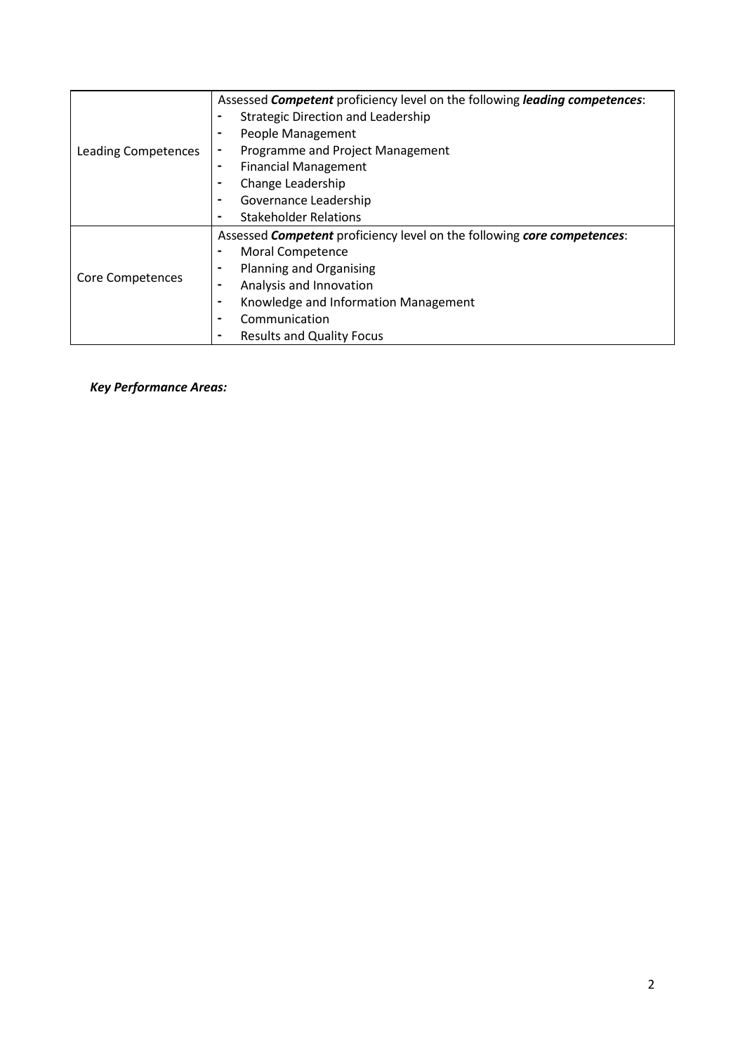| | |
|---|---|
| Leading Competences | Assessed ***Competent*** proficiency level on the following ***leading competences***:<br>- Strategic Direction and Leadership<br>- People Management<br>- Programme and Project Management<br>- Financial Management<br>- Change Leadership<br>- Governance Leadership<br>- Stakeholder Relations |
| Core Competences | Assessed ***Competent*** proficiency level on the following ***core competences***:<br>- Moral Competence<br>- Planning and Organising<br>- Analysis and Innovation<br>- Knowledge and Information Management<br>- Communication<br>- Results and Quality Focus |

***Key Performance Areas:***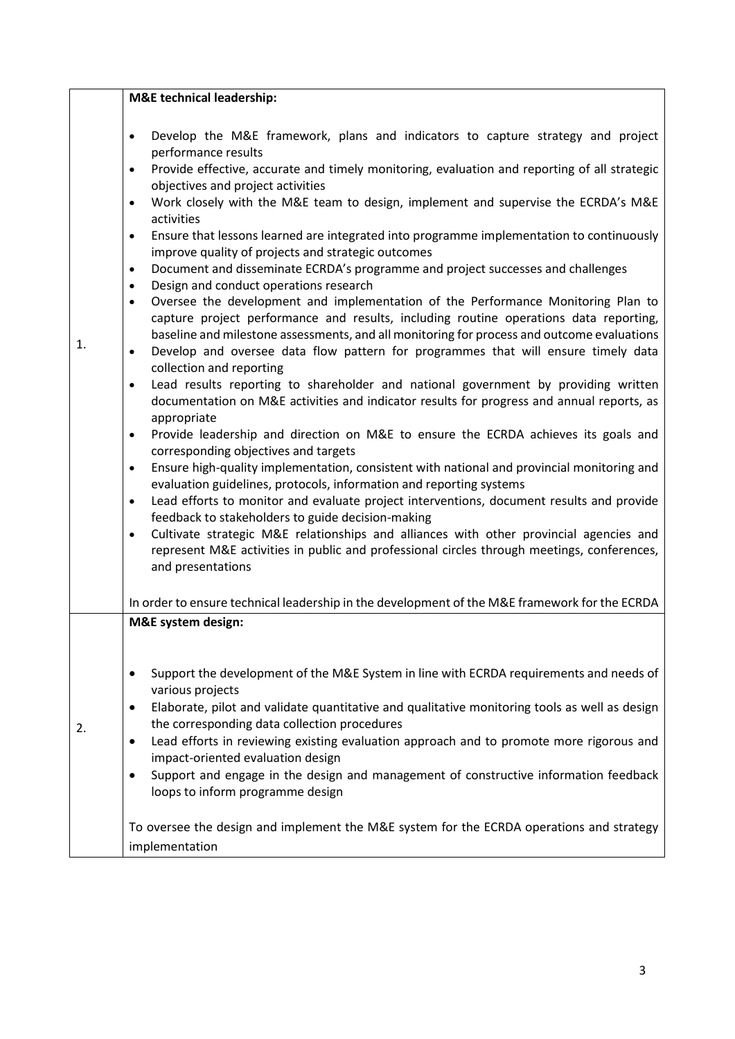| | |
|---|---|
| 1. | **M&E technical leadership:**<br><br>• Develop the M&E framework, plans and indicators to capture strategy and project performance results<br>• Provide effective, accurate and timely monitoring, evaluation and reporting of all strategic objectives and project activities<br>• Work closely with the M&E team to design, implement and supervise the ECRDA's M&E activities<br>• Ensure that lessons learned are integrated into programme implementation to continuously improve quality of projects and strategic outcomes<br>• Document and disseminate ECRDA's programme and project successes and challenges<br>• Design and conduct operations research<br>• Oversee the development and implementation of the Performance Monitoring Plan to capture project performance and results, including routine operations data reporting, baseline and milestone assessments, and all monitoring for process and outcome evaluations<br>• Develop and oversee data flow pattern for programmes that will ensure timely data collection and reporting<br>• Lead results reporting to shareholder and national government by providing written documentation on M&E activities and indicator results for progress and annual reports, as appropriate<br>• Provide leadership and direction on M&E to ensure the ECRDA achieves its goals and corresponding objectives and targets<br>• Ensure high-quality implementation, consistent with national and provincial monitoring and evaluation guidelines, protocols, information and reporting systems<br>• Lead efforts to monitor and evaluate project interventions, document results and provide feedback to stakeholders to guide decision-making<br>• Cultivate strategic M&E relationships and alliances with other provincial agencies and represent M&E activities in public and professional circles through meetings, conferences, and presentations<br><br>In order to ensure technical leadership in the development of the M&E framework for the ECRDA |
| 2. | **M&E system design:**<br><br>• Support the development of the M&E System in line with ECRDA requirements and needs of various projects<br>• Elaborate, pilot and validate quantitative and qualitative monitoring tools as well as design the corresponding data collection procedures<br>• Lead efforts in reviewing existing evaluation approach and to promote more rigorous and impact-oriented evaluation design<br>• Support and engage in the design and management of constructive information feedback loops to inform programme design<br><br>To oversee the design and implement the M&E system for the ECRDA operations and strategy implementation |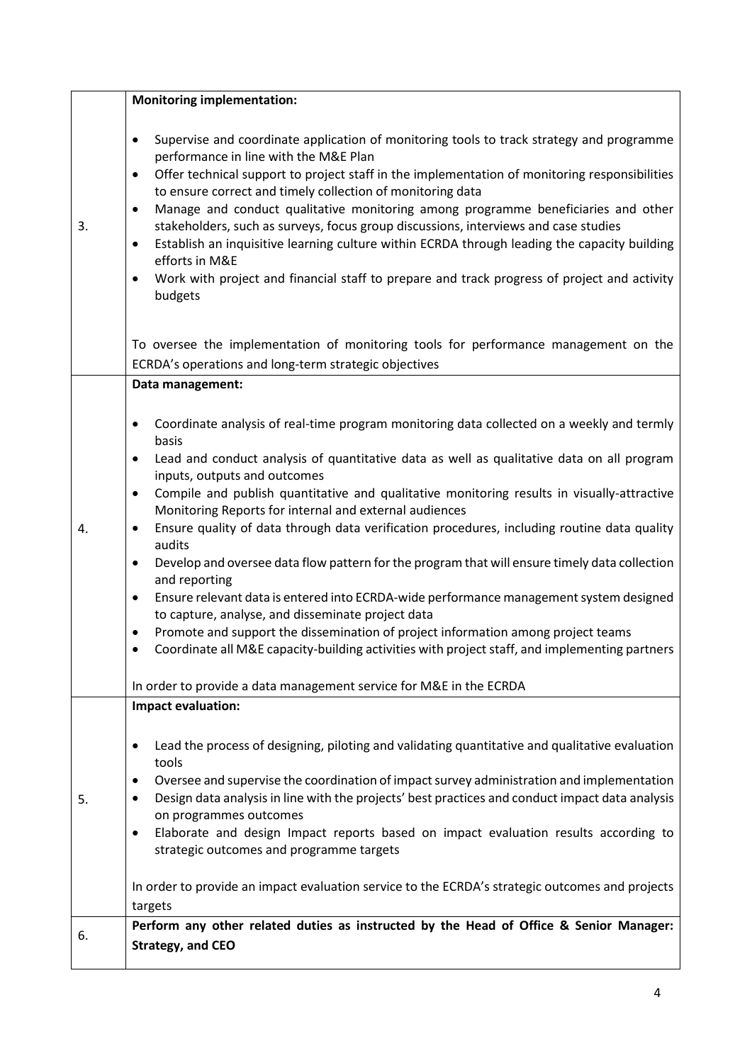| | |
|---|---|
| 3. | **Monitoring implementation:**<br><br>• Supervise and coordinate application of monitoring tools to track strategy and programme performance in line with the M&E Plan<br>• Offer technical support to project staff in the implementation of monitoring responsibilities to ensure correct and timely collection of monitoring data<br>• Manage and conduct qualitative monitoring among programme beneficiaries and other stakeholders, such as surveys, focus group discussions, interviews and case studies<br>• Establish an inquisitive learning culture within ECRDA through leading the capacity building efforts in M&E<br>• Work with project and financial staff to prepare and track progress of project and activity budgets<br><br>To oversee the implementation of monitoring tools for performance management on the ECRDA's operations and long-term strategic objectives |
| 4. | **Data management:**<br><br>• Coordinate analysis of real-time program monitoring data collected on a weekly and termly basis<br>• Lead and conduct analysis of quantitative data as well as qualitative data on all program inputs, outputs and outcomes<br>• Compile and publish quantitative and qualitative monitoring results in visually-attractive Monitoring Reports for internal and external audiences<br>• Ensure quality of data through data verification procedures, including routine data quality audits<br>• Develop and oversee data flow pattern for the program that will ensure timely data collection and reporting<br>• Ensure relevant data is entered into ECRDA-wide performance management system designed to capture, analyse, and disseminate project data<br>• Promote and support the dissemination of project information among project teams<br>• Coordinate all M&E capacity-building activities with project staff, and implementing partners<br><br>In order to provide a data management service for M&E in the ECRDA |
| 5. | **Impact evaluation:**<br><br>• Lead the process of designing, piloting and validating quantitative and qualitative evaluation tools<br>• Oversee and supervise the coordination of impact survey administration and implementation<br>• Design data analysis in line with the projects' best practices and conduct impact data analysis on programmes outcomes<br>• Elaborate and design Impact reports based on impact evaluation results according to strategic outcomes and programme targets<br><br>In order to provide an impact evaluation service to the ECRDA's strategic outcomes and projects targets |
| 6. | **Perform any other related duties as instructed by the Head of Office & Senior Manager: Strategy, and CEO** |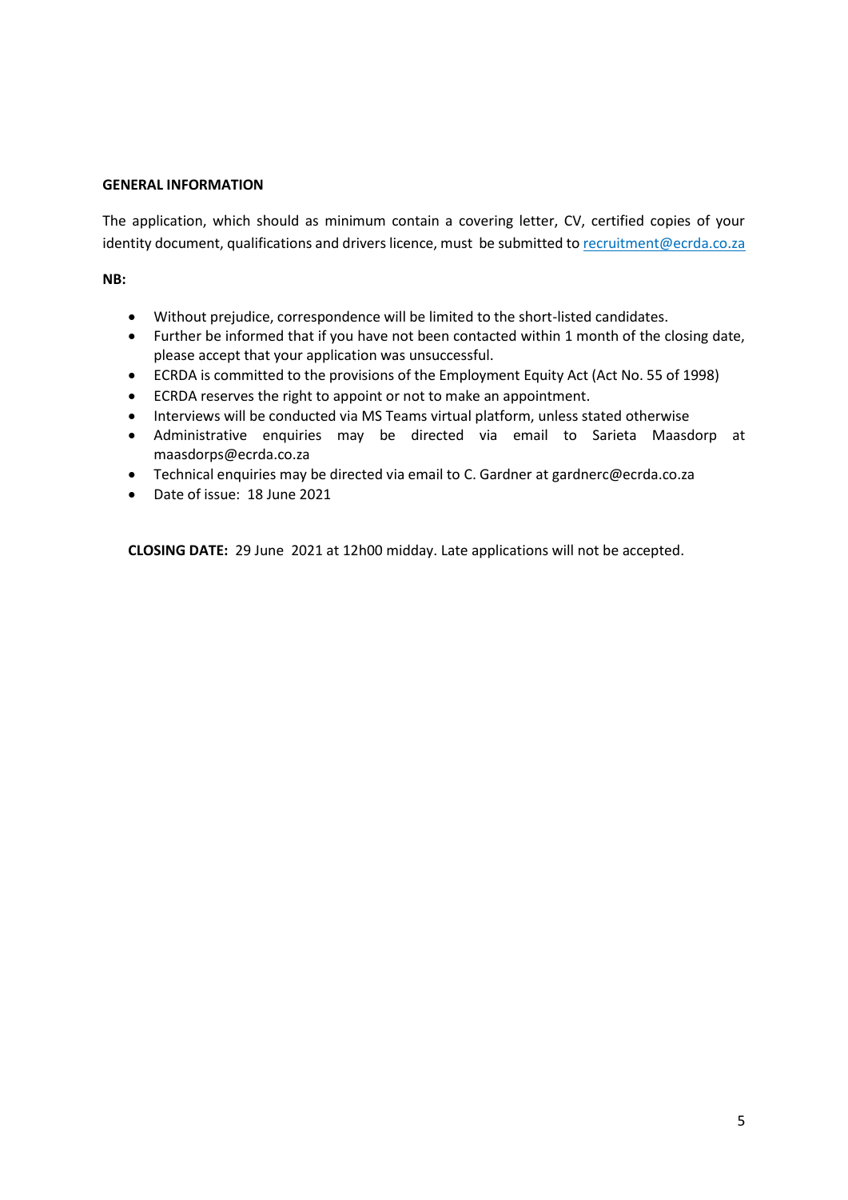**GENERAL INFORMATION**

The application, which should as minimum contain a covering letter, CV, certified copies of your identity document, qualifications and drivers licence, must be submitted to recruitment@ecrda.co.za

**NB:**

- Without prejudice, correspondence will be limited to the short-listed candidates.
- Further be informed that if you have not been contacted within 1 month of the closing date, please accept that your application was unsuccessful.
- ECRDA is committed to the provisions of the Employment Equity Act (Act No. 55 of 1998)
- ECRDA reserves the right to appoint or not to make an appointment.
- Interviews will be conducted via MS Teams virtual platform, unless stated otherwise
- Administrative enquiries may be directed via email to Sarieta Maasdorp at maasdorps@ecrda.co.za
- Technical enquiries may be directed via email to C. Gardner at gardnerc@ecrda.co.za
- Date of issue: 18 June 2021

**CLOSING DATE:** 29 June 2021 at 12h00 midday. Late applications will not be accepted.